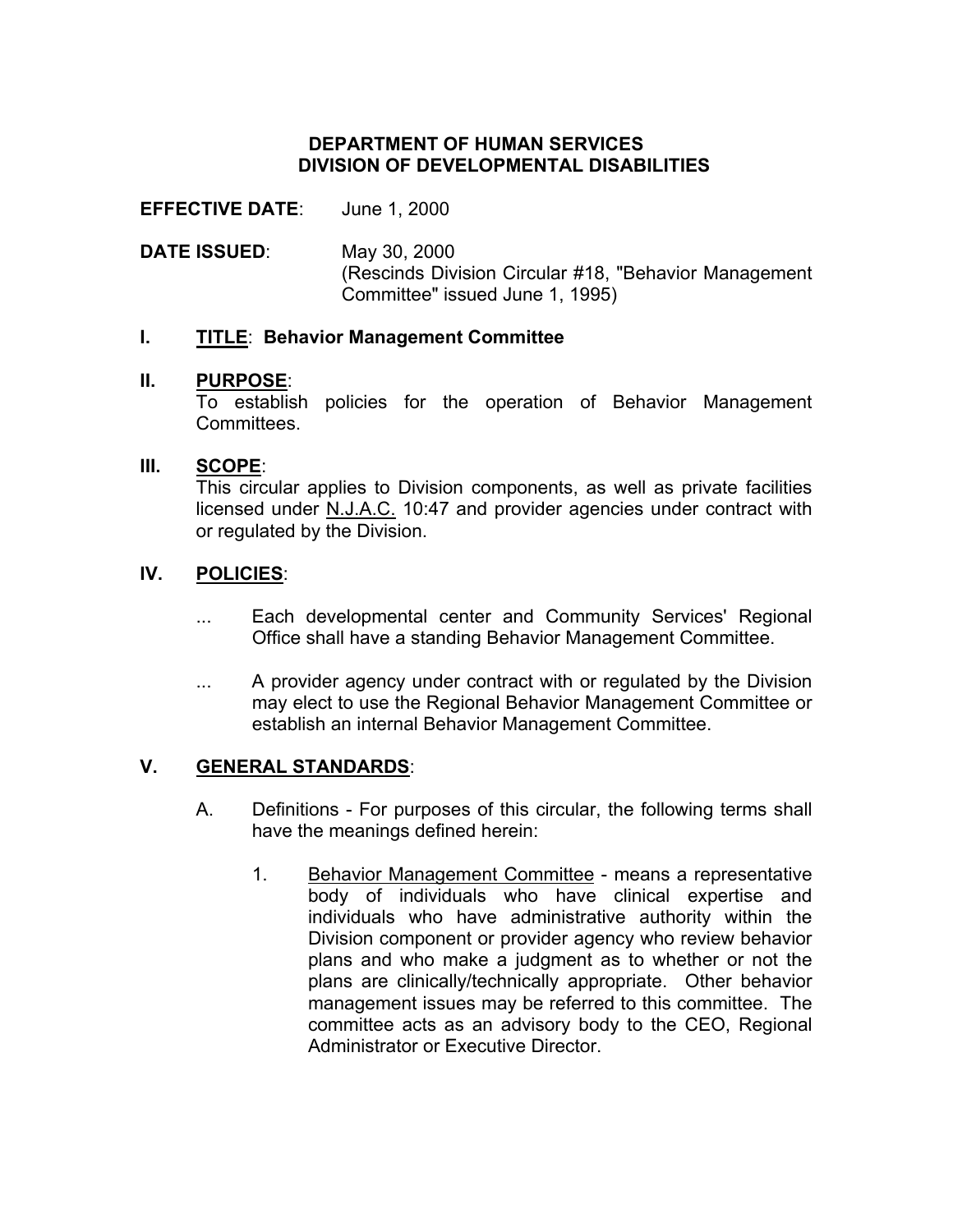# DEPARTMENT OF HUMAN SERVICES
# DIVISION OF DEVELOPMENTAL DISABILITIES

**EFFECTIVE DATE**: June 1, 2000

**DATE ISSUED**: May 30, 2000
(Rescinds Division Circular #18, "Behavior Management Committee" issued June 1, 1995)

## I. TITLE: Behavior Management Committee

## II. PURPOSE:

To establish policies for the operation of Behavior Management Committees.

## III. SCOPE:

This circular applies to Division components, as well as private facilities licensed under N.J.A.C. 10:47 and provider agencies under contract with or regulated by the Division.

## IV. POLICIES:

... Each developmental center and Community Services' Regional Office shall have a standing Behavior Management Committee.

... A provider agency under contract with or regulated by the Division may elect to use the Regional Behavior Management Committee or establish an internal Behavior Management Committee.

## V. GENERAL STANDARDS:

A. Definitions - For purposes of this circular, the following terms shall have the meanings defined herein:

1. Behavior Management Committee - means a representative body of individuals who have clinical expertise and individuals who have administrative authority within the Division component or provider agency who review behavior plans and who make a judgment as to whether or not the plans are clinically/technically appropriate. Other behavior management issues may be referred to this committee. The committee acts as an advisory body to the CEO, Regional Administrator or Executive Director.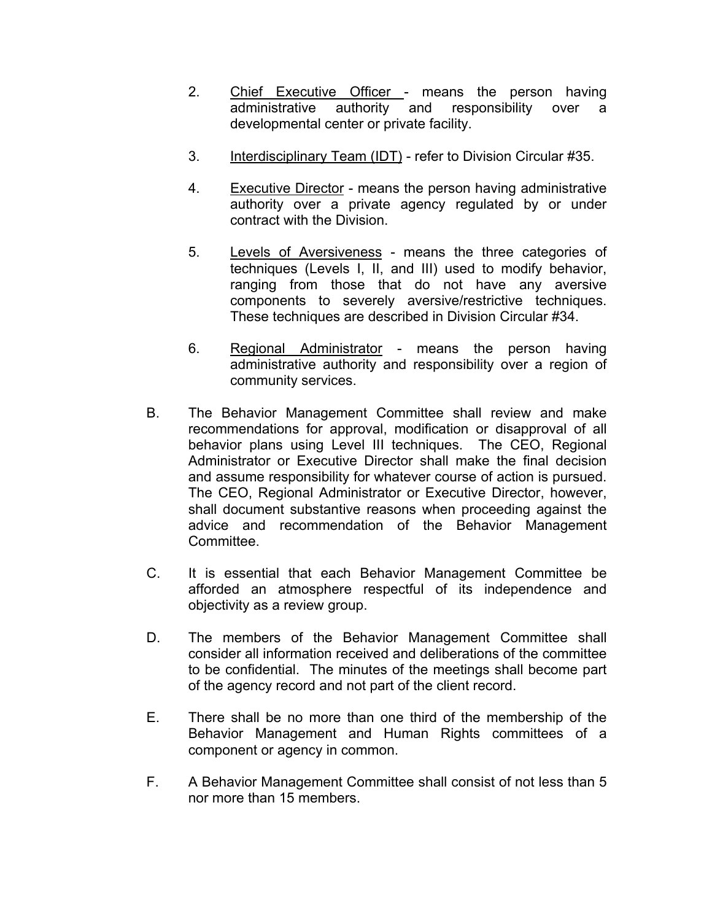2. <u>Chief Executive Officer</u> - means the person having administrative authority and responsibility over a developmental center or private facility.

3. <u>Interdisciplinary Team (IDT)</u> - refer to Division Circular #35.

4. <u>Executive Director</u> - means the person having administrative authority over a private agency regulated by or under contract with the Division.

5. <u>Levels of Aversiveness</u> - means the three categories of techniques (Levels I, II, and III) used to modify behavior, ranging from those that do not have any aversive components to severely aversive/restrictive techniques. These techniques are described in Division Circular #34.

6. <u>Regional Administrator</u> - means the person having administrative authority and responsibility over a region of community services.

B. The Behavior Management Committee shall review and make recommendations for approval, modification or disapproval of all behavior plans using Level III techniques. The CEO, Regional Administrator or Executive Director shall make the final decision and assume responsibility for whatever course of action is pursued. The CEO, Regional Administrator or Executive Director, however, shall document substantive reasons when proceeding against the advice and recommendation of the Behavior Management Committee.

C. It is essential that each Behavior Management Committee be afforded an atmosphere respectful of its independence and objectivity as a review group.

D. The members of the Behavior Management Committee shall consider all information received and deliberations of the committee to be confidential. The minutes of the meetings shall become part of the agency record and not part of the client record.

E. There shall be no more than one third of the membership of the Behavior Management and Human Rights committees of a component or agency in common.

F. A Behavior Management Committee shall consist of not less than 5 nor more than 15 members.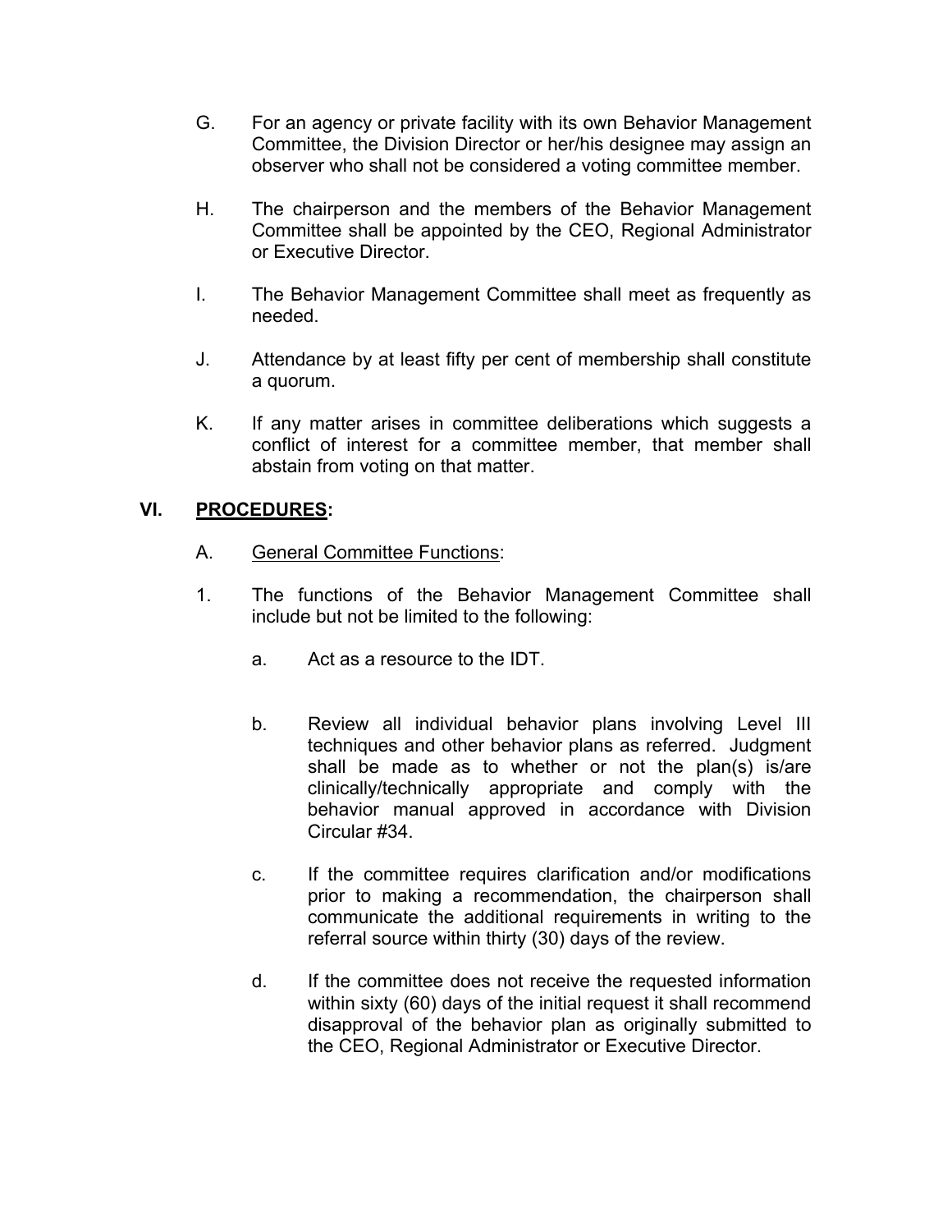G. For an agency or private facility with its own Behavior Management Committee, the Division Director or her/his designee may assign an observer who shall not be considered a voting committee member.

H. The chairperson and the members of the Behavior Management Committee shall be appointed by the CEO, Regional Administrator or Executive Director.

I. The Behavior Management Committee shall meet as frequently as needed.

J. Attendance by at least fifty per cent of membership shall constitute a quorum.

K. If any matter arises in committee deliberations which suggests a conflict of interest for a committee member, that member shall abstain from voting on that matter.

## VI. PROCEDURES:

A. General Committee Functions:

1. The functions of the Behavior Management Committee shall include but not be limited to the following:

   a. Act as a resource to the IDT.

   b. Review all individual behavior plans involving Level III techniques and other behavior plans as referred. Judgment shall be made as to whether or not the plan(s) is/are clinically/technically appropriate and comply with the behavior manual approved in accordance with Division Circular #34.

   c. If the committee requires clarification and/or modifications prior to making a recommendation, the chairperson shall communicate the additional requirements in writing to the referral source within thirty (30) days of the review.

   d. If the committee does not receive the requested information within sixty (60) days of the initial request it shall recommend disapproval of the behavior plan as originally submitted to the CEO, Regional Administrator or Executive Director.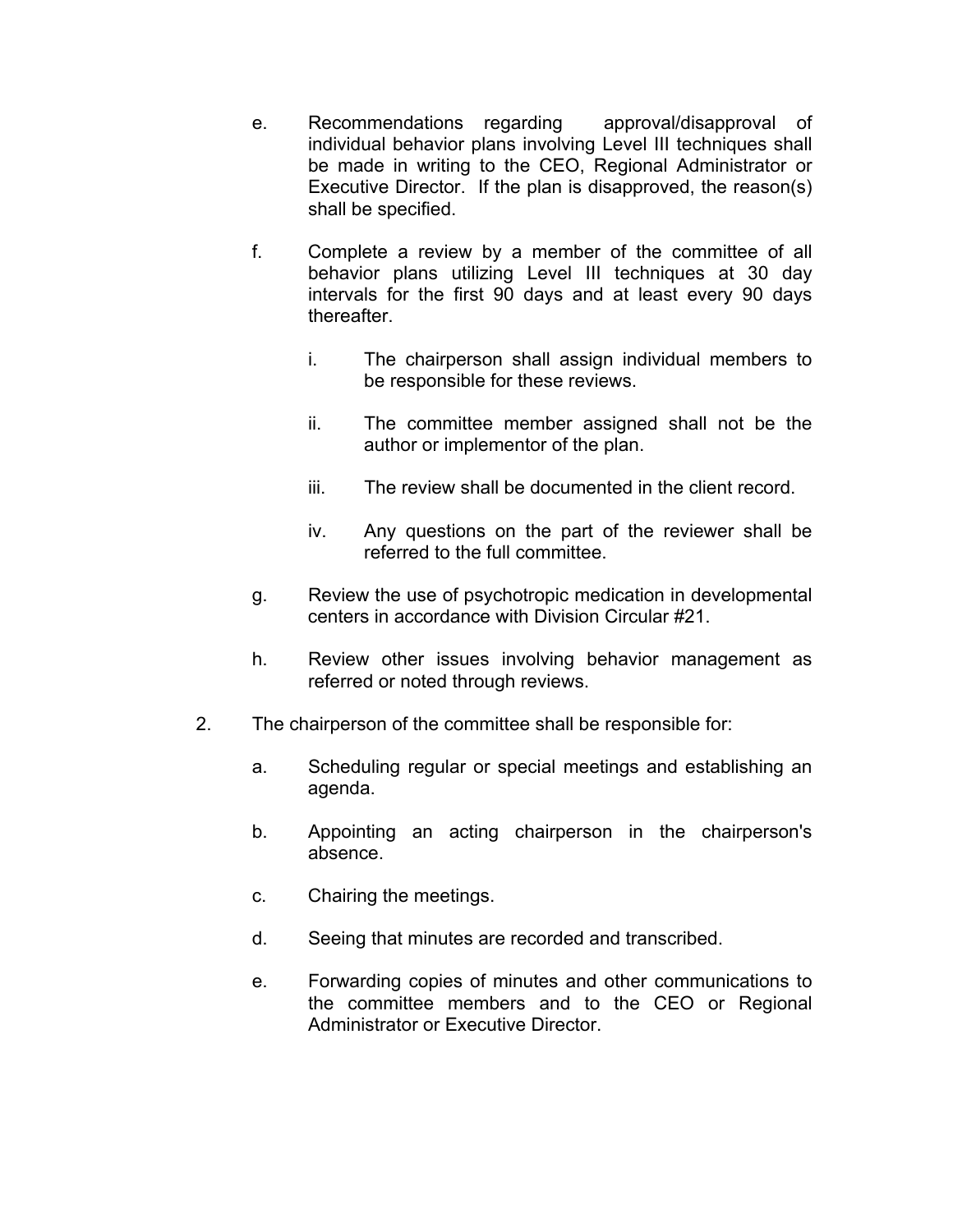e. Recommendations regarding approval/disapproval of individual behavior plans involving Level III techniques shall be made in writing to the CEO, Regional Administrator or Executive Director. If the plan is disapproved, the reason(s) shall be specified.

f. Complete a review by a member of the committee of all behavior plans utilizing Level III techniques at 30 day intervals for the first 90 days and at least every 90 days thereafter.

   i. The chairperson shall assign individual members to be responsible for these reviews.

   ii. The committee member assigned shall not be the author or implementor of the plan.

   iii. The review shall be documented in the client record.

   iv. Any questions on the part of the reviewer shall be referred to the full committee.

g. Review the use of psychotropic medication in developmental centers in accordance with Division Circular #21.

h. Review other issues involving behavior management as referred or noted through reviews.

2. The chairperson of the committee shall be responsible for:

   a. Scheduling regular or special meetings and establishing an agenda.

   b. Appointing an acting chairperson in the chairperson's absence.

   c. Chairing the meetings.

   d. Seeing that minutes are recorded and transcribed.

   e. Forwarding copies of minutes and other communications to the committee members and to the CEO or Regional Administrator or Executive Director.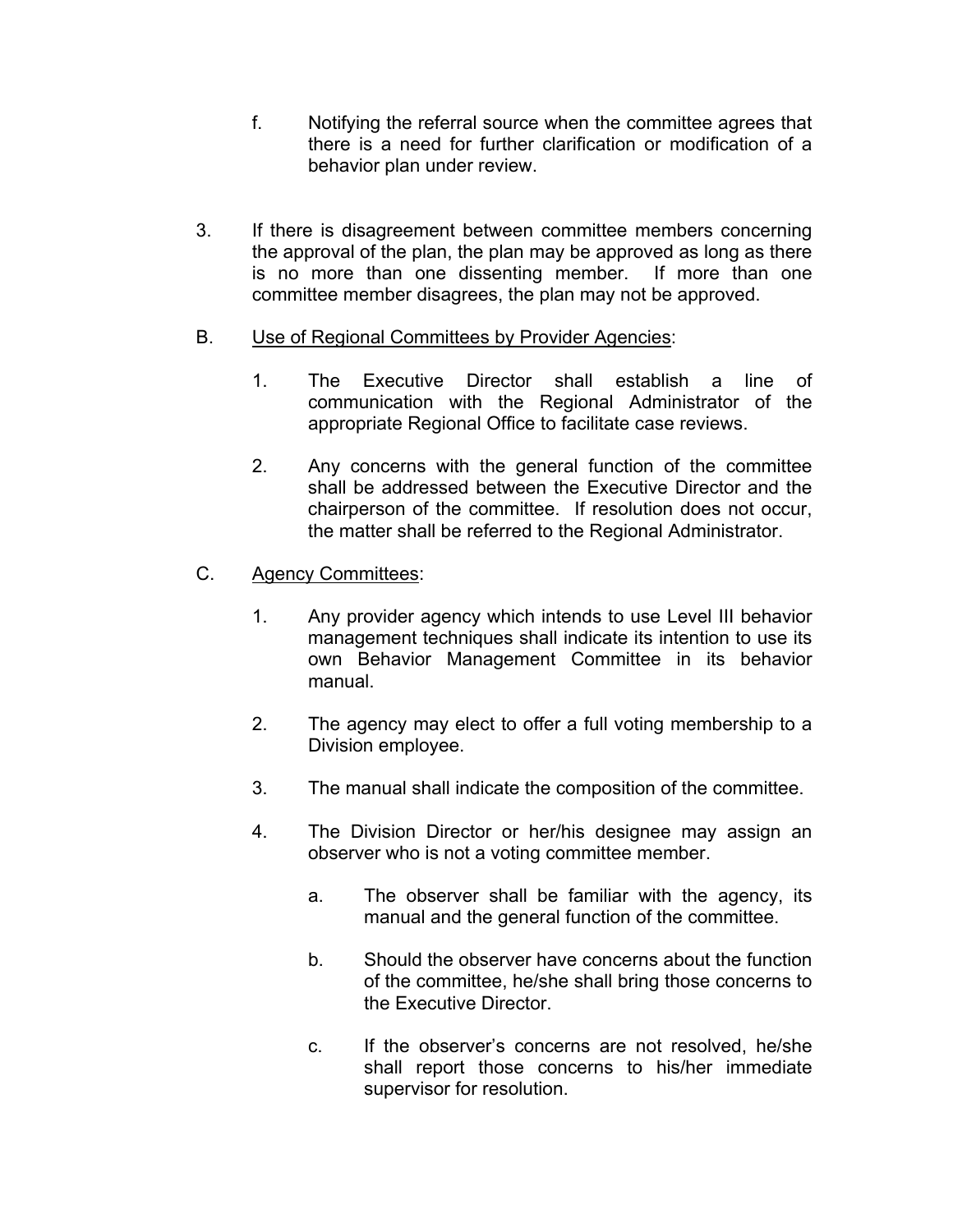f. Notifying the referral source when the committee agrees that there is a need for further clarification or modification of a behavior plan under review.

3. If there is disagreement between committee members concerning the approval of the plan, the plan may be approved as long as there is no more than one dissenting member. If more than one committee member disagrees, the plan may not be approved.

B. <u>Use of Regional Committees by Provider Agencies</u>:

1. The Executive Director shall establish a line of communication with the Regional Administrator of the appropriate Regional Office to facilitate case reviews.

2. Any concerns with the general function of the committee shall be addressed between the Executive Director and the chairperson of the committee. If resolution does not occur, the matter shall be referred to the Regional Administrator.

C. <u>Agency Committees</u>:

1. Any provider agency which intends to use Level III behavior management techniques shall indicate its intention to use its own Behavior Management Committee in its behavior manual.

2. The agency may elect to offer a full voting membership to a Division employee.

3. The manual shall indicate the composition of the committee.

4. The Division Director or her/his designee may assign an observer who is not a voting committee member.

   a. The observer shall be familiar with the agency, its manual and the general function of the committee.

   b. Should the observer have concerns about the function of the committee, he/she shall bring those concerns to the Executive Director.

   c. If the observer's concerns are not resolved, he/she shall report those concerns to his/her immediate supervisor for resolution.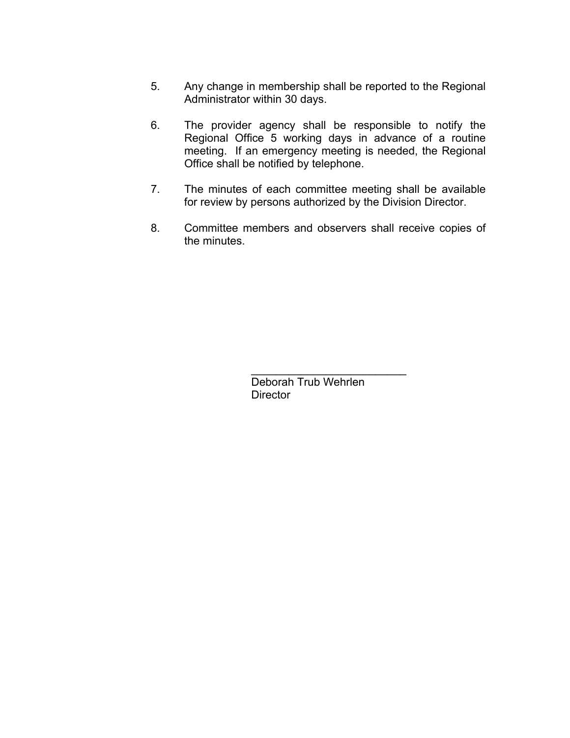5. Any change in membership shall be reported to the Regional Administrator within 30 days.

6. The provider agency shall be responsible to notify the Regional Office 5 working days in advance of a routine meeting. If an emergency meeting is needed, the Regional Office shall be notified by telephone.

7. The minutes of each committee meeting shall be available for review by persons authorized by the Division Director.

8. Committee members and observers shall receive copies of the minutes.

\_\_\_\_\_\_\_\_\_\_\_\_\_\_\_\_\_\_\_\_\_\_\_\_\_\_
Deborah Trub Wehrlen
Director